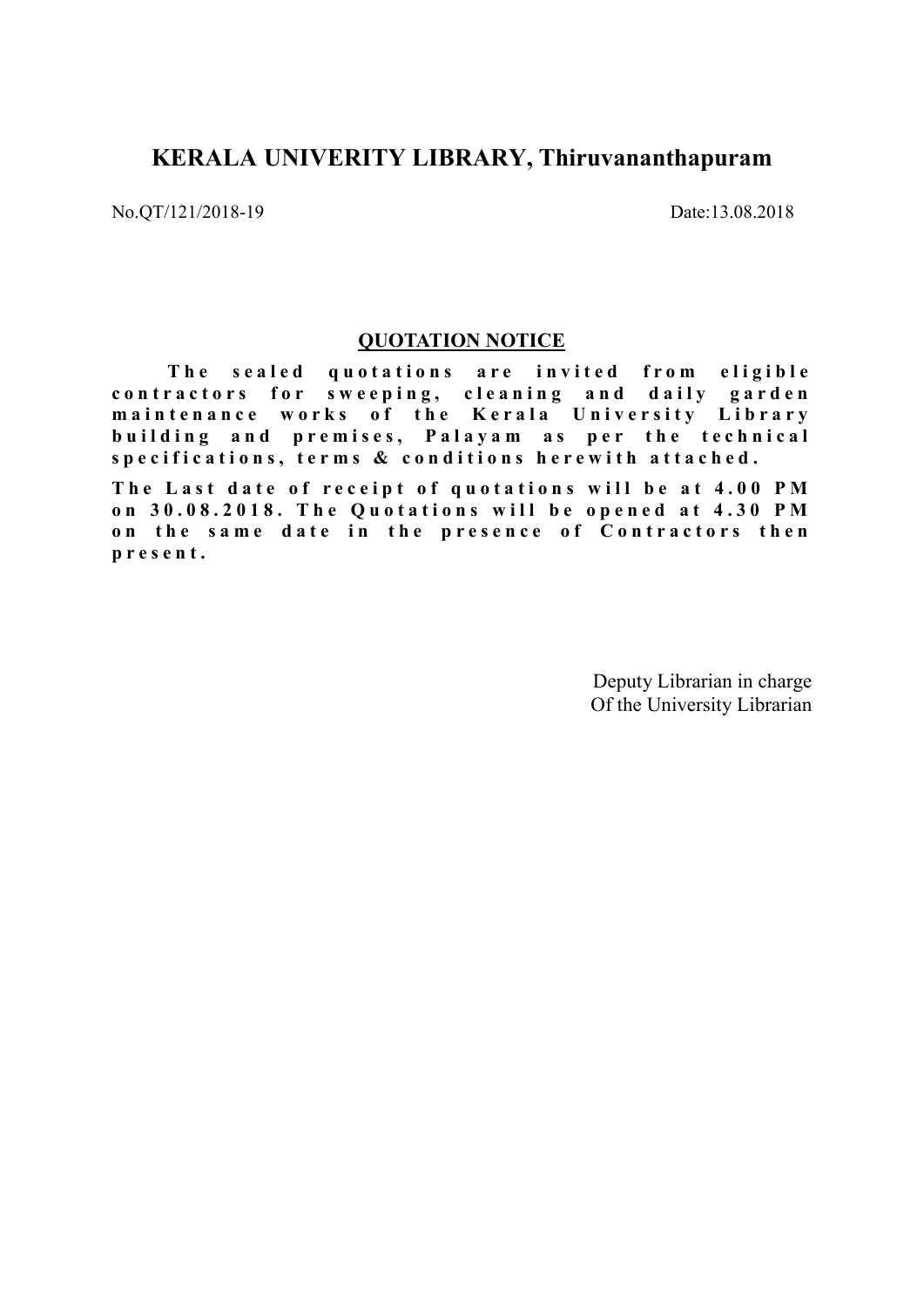# KERALA UNIVERITY LIBRARY, Thiruvananthapuram

No.QT/121/2018-19 Date:13.08.2018

## QUOTATION NOTICE

**The sealed quotations are invited from eligible contractors for sweeping, cleaning and daily garden maintenance works of the Kerala University Library building and premises, Palayam as per the technical specifications, terms & conditions herewith attached.**

**The Last date of receipt of quotations will be at 4.00 PM on 30.08.2018. The Quotations will be opened at 4.30 PM on the same date in the presence of Contractors then present.**

Deputy Librarian in charge
Of the University Librarian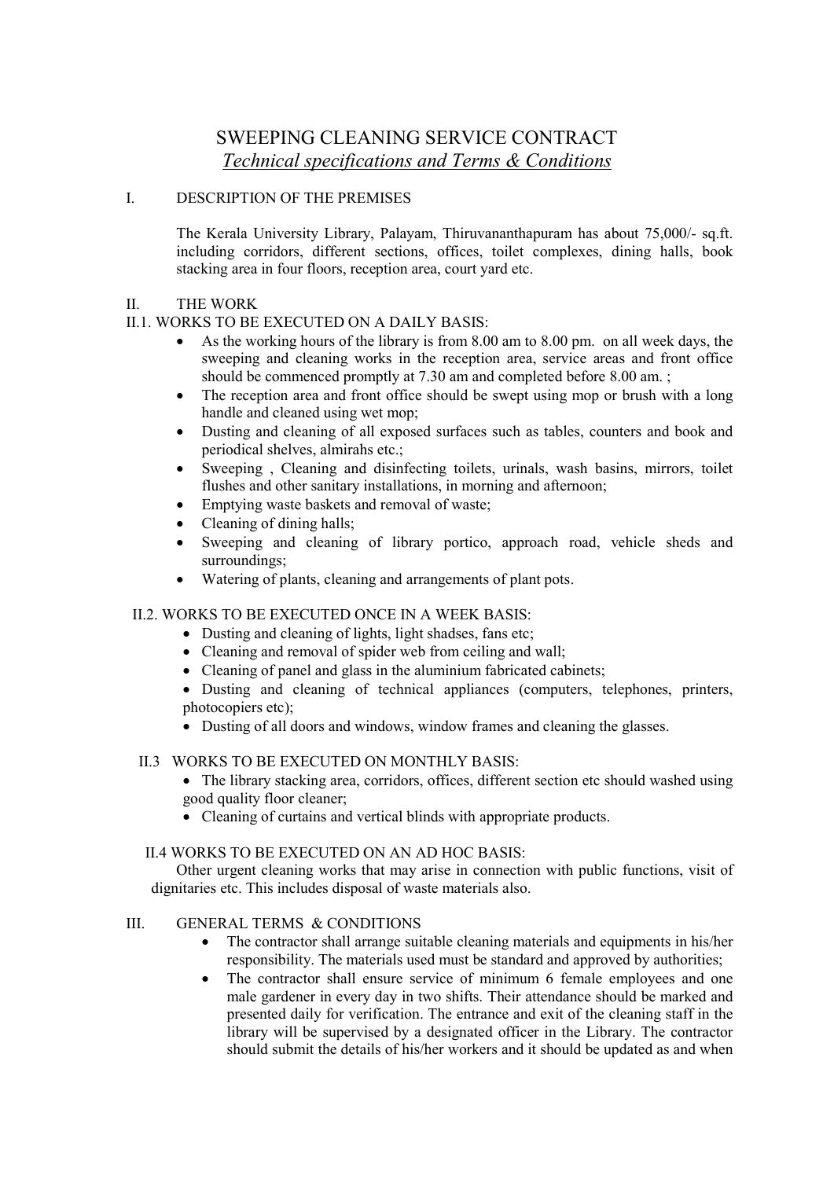# SWEEPING CLEANING SERVICE CONTRACT

## *Technical specifications and Terms & Conditions*

### I. DESCRIPTION OF THE PREMISES

The Kerala University Library, Palayam, Thiruvananthapuram has about 75,000/- sq.ft. including corridors, different sections, offices, toilet complexes, dining halls, book stacking area in four floors, reception area, court yard etc.

### II. THE WORK

#### II.1. WORKS TO BE EXECUTED ON A DAILY BASIS:

- As the working hours of the library is from 8.00 am to 8.00 pm. on all week days, the sweeping and cleaning works in the reception area, service areas and front office should be commenced promptly at 7.30 am and completed before 8.00 am. ;
- The reception area and front office should be swept using mop or brush with a long handle and cleaned using wet mop;
- Dusting and cleaning of all exposed surfaces such as tables, counters and book and periodical shelves, almirahs etc.;
- Sweeping , Cleaning and disinfecting toilets, urinals, wash basins, mirrors, toilet flushes and other sanitary installations, in morning and afternoon;
- Emptying waste baskets and removal of waste;
- Cleaning of dining halls;
- Sweeping and cleaning of library portico, approach road, vehicle sheds and surroundings;
- Watering of plants, cleaning and arrangements of plant pots.

#### II.2. WORKS TO BE EXECUTED ONCE IN A WEEK BASIS:

- Dusting and cleaning of lights, light shadses, fans etc;
- Cleaning and removal of spider web from ceiling and wall;
- Cleaning of panel and glass in the aluminium fabricated cabinets;
- Dusting and cleaning of technical appliances (computers, telephones, printers, photocopiers etc);
- Dusting of all doors and windows, window frames and cleaning the glasses.

#### II.3 WORKS TO BE EXECUTED ON MONTHLY BASIS:

- The library stacking area, corridors, offices, different section etc should washed using good quality floor cleaner;
- Cleaning of curtains and vertical blinds with appropriate products.

#### II.4 WORKS TO BE EXECUTED ON AN AD HOC BASIS:

Other urgent cleaning works that may arise in connection with public functions, visit of dignitaries etc. This includes disposal of waste materials also.

### III. GENERAL TERMS & CONDITIONS

- The contractor shall arrange suitable cleaning materials and equipments in his/her responsibility. The materials used must be standard and approved by authorities;
- The contractor shall ensure service of minimum 6 female employees and one male gardener in every day in two shifts. Their attendance should be marked and presented daily for verification. The entrance and exit of the cleaning staff in the library will be supervised by a designated officer in the Library. The contractor should submit the details of his/her workers and it should be updated as and when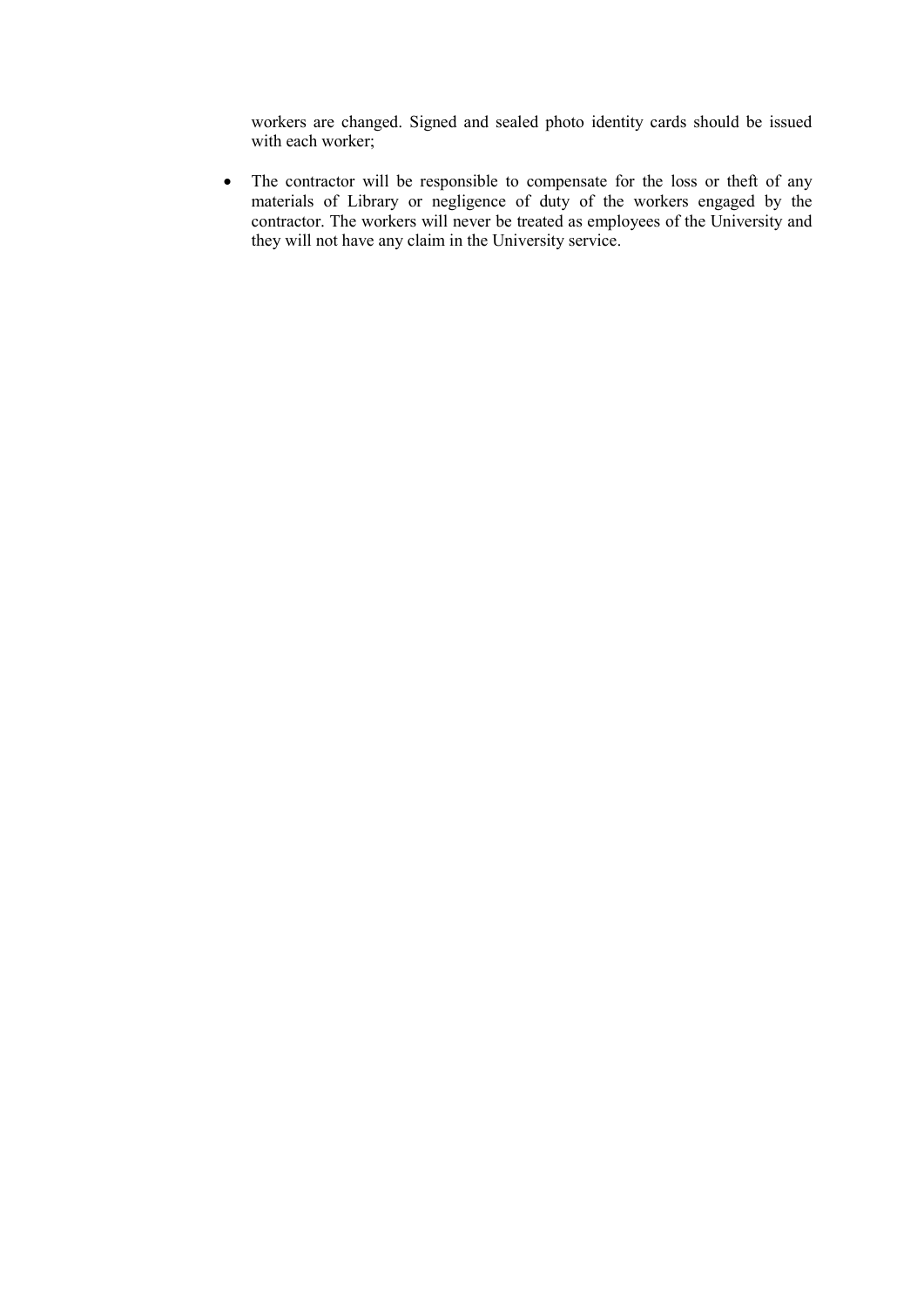workers are changed. Signed and sealed photo identity cards should be issued with each worker;

- The contractor will be responsible to compensate for the loss or theft of any materials of Library or negligence of duty of the workers engaged by the contractor. The workers will never be treated as employees of the University and they will not have any claim in the University service.